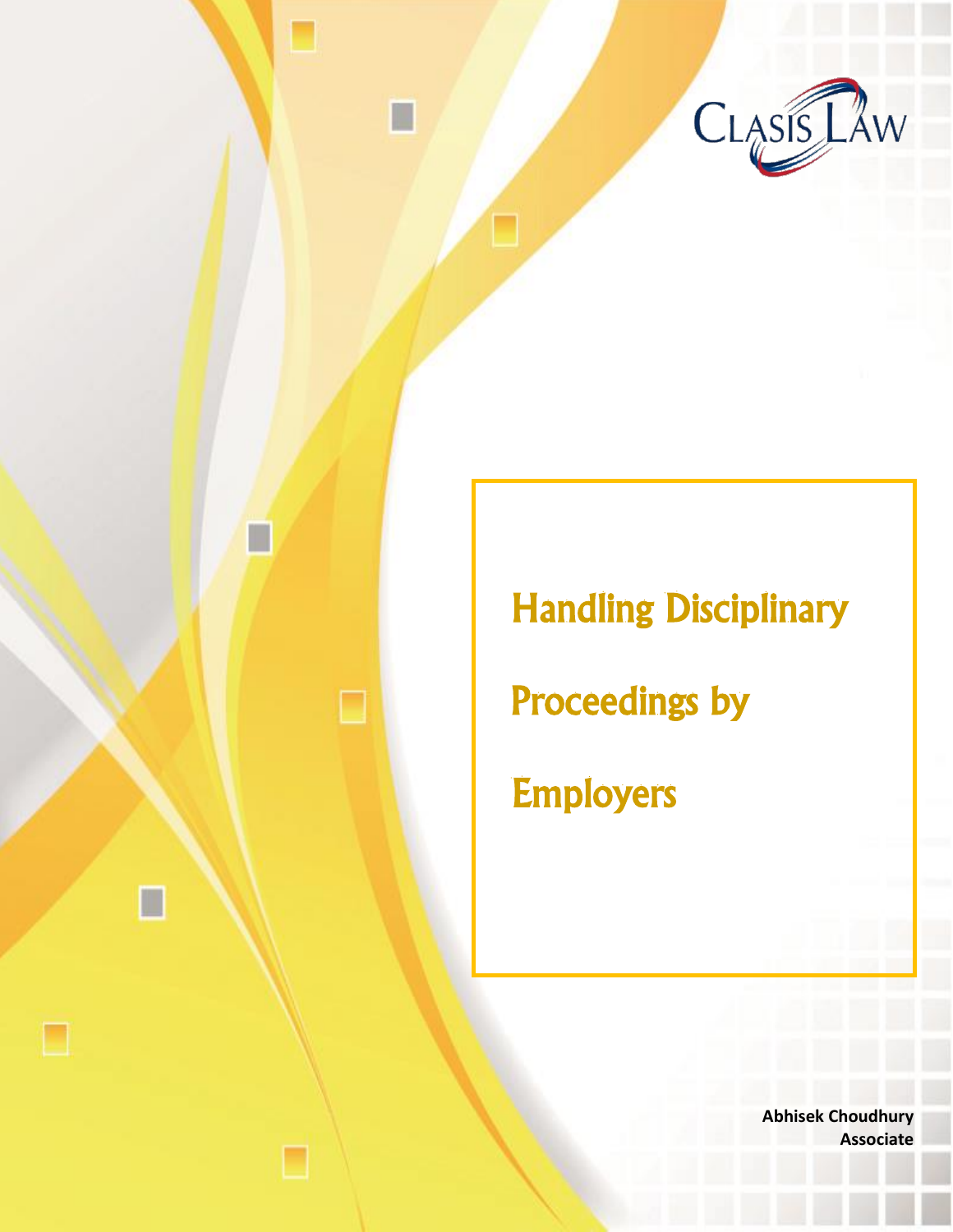Clasis Law

# Handling Disciplinary Proceedings by Employers

**Abhisek Choudhury**
**Associate**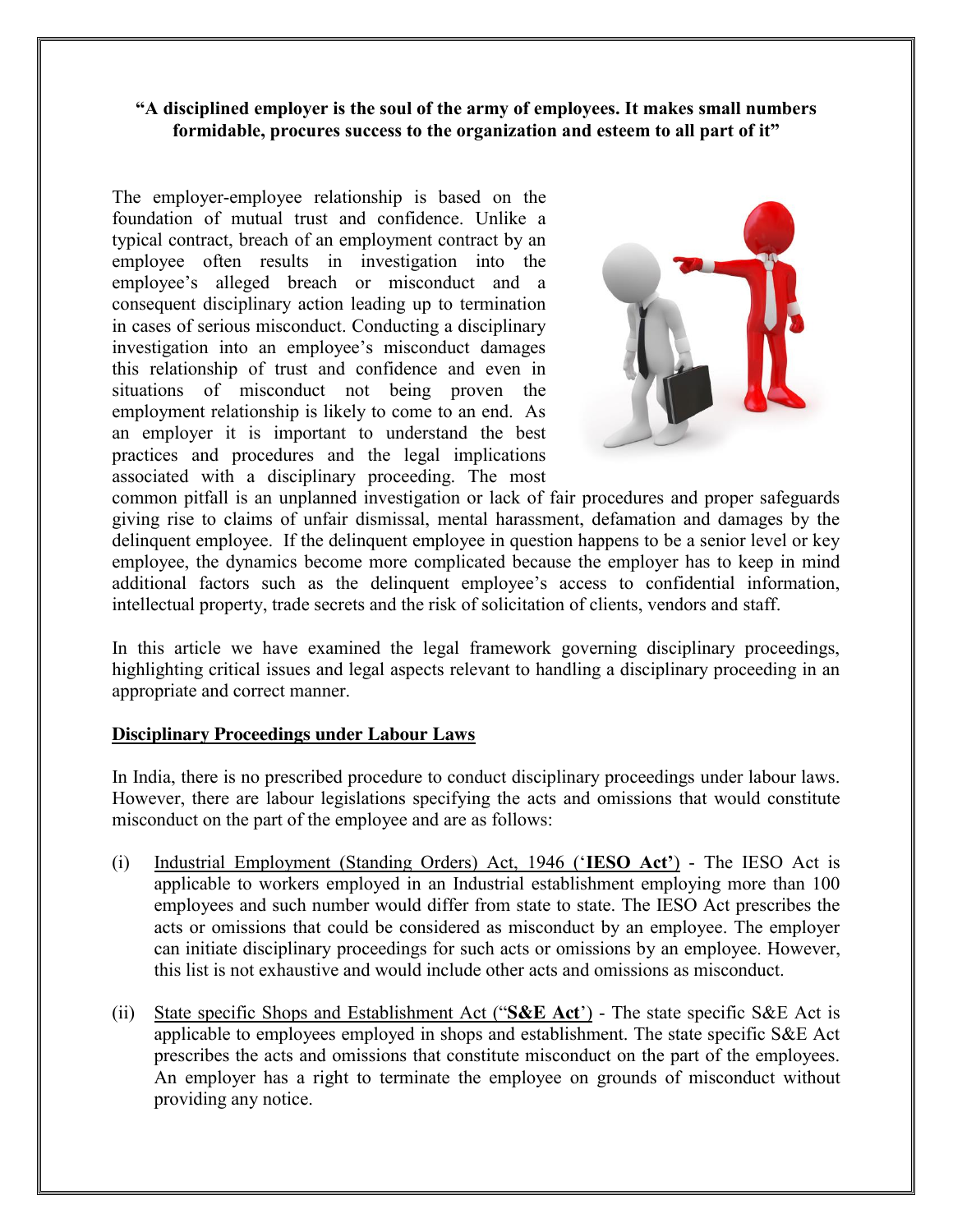**"A disciplined employer is the soul of the army of employees. It makes small numbers formidable, procures success to the organization and esteem to all part of it"**

The employer-employee relationship is based on the foundation of mutual trust and confidence. Unlike a typical contract, breach of an employment contract by an employee often results in investigation into the employee's alleged breach or misconduct and a consequent disciplinary action leading up to termination in cases of serious misconduct. Conducting a disciplinary investigation into an employee's misconduct damages this relationship of trust and confidence and even in situations of misconduct not being proven the employment relationship is likely to come to an end. As an employer it is important to understand the best practices and procedures and the legal implications associated with a disciplinary proceeding. The most common pitfall is an unplanned investigation or lack of fair procedures and proper safeguards giving rise to claims of unfair dismissal, mental harassment, defamation and damages by the delinquent employee. If the delinquent employee in question happens to be a senior level or key employee, the dynamics become more complicated because the employer has to keep in mind additional factors such as the delinquent employee's access to confidential information, intellectual property, trade secrets and the risk of solicitation of clients, vendors and staff.

In this article we have examined the legal framework governing disciplinary proceedings, highlighting critical issues and legal aspects relevant to handling a disciplinary proceeding in an appropriate and correct manner.

## Disciplinary Proceedings under Labour Laws

In India, there is no prescribed procedure to conduct disciplinary proceedings under labour laws. However, there are labour legislations specifying the acts and omissions that would constitute misconduct on the part of the employee and are as follows:

(i) Industrial Employment (Standing Orders) Act, 1946 ('**IESO Act'**) - The IESO Act is applicable to workers employed in an Industrial establishment employing more than 100 employees and such number would differ from state to state. The IESO Act prescribes the acts or omissions that could be considered as misconduct by an employee. The employer can initiate disciplinary proceedings for such acts or omissions by an employee. However, this list is not exhaustive and would include other acts and omissions as misconduct.

(ii) State specific Shops and Establishment Act ("**S&E Act**') - The state specific S&E Act is applicable to employees employed in shops and establishment. The state specific S&E Act prescribes the acts and omissions that constitute misconduct on the part of the employees. An employer has a right to terminate the employee on grounds of misconduct without providing any notice.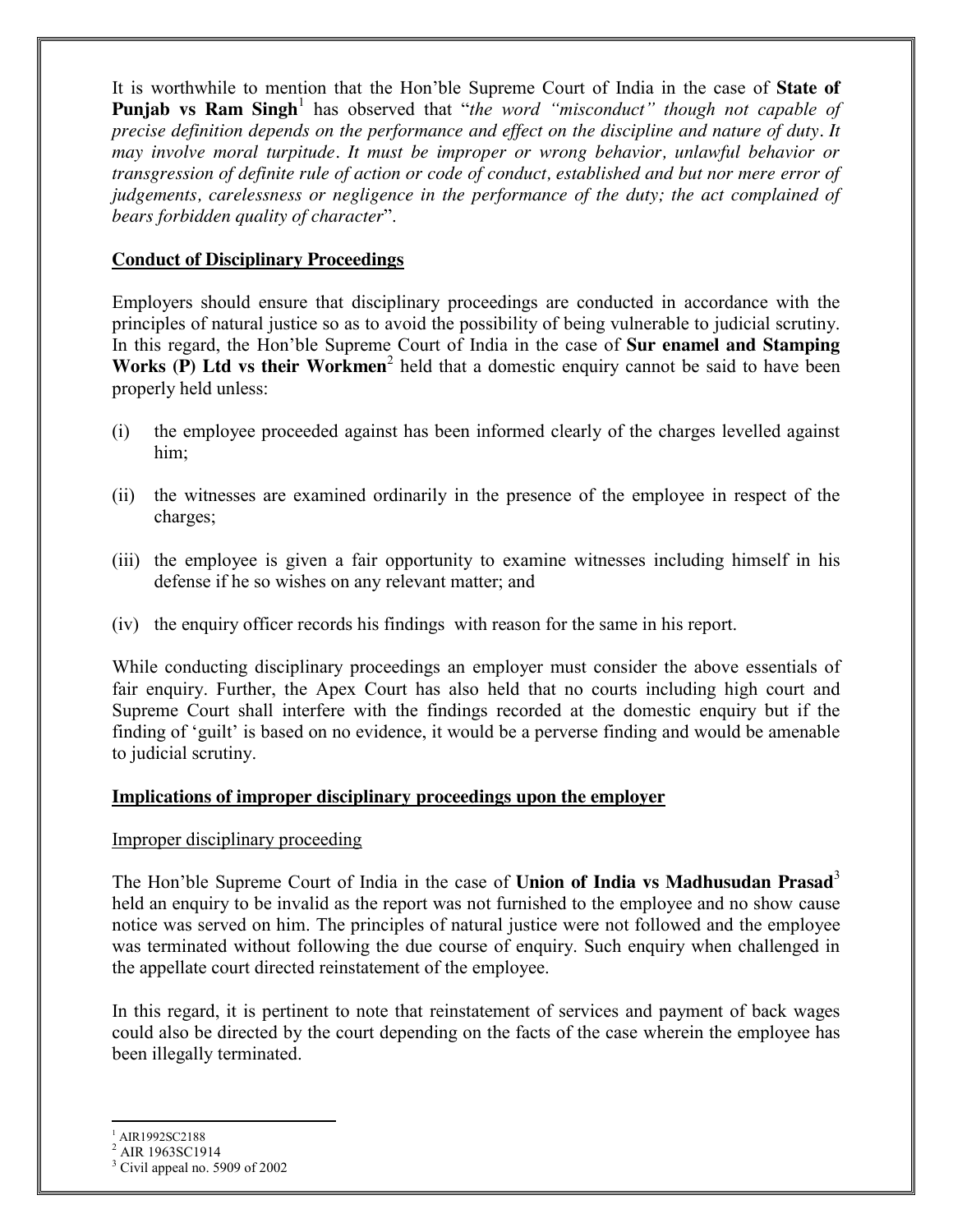It is worthwhile to mention that the Hon'ble Supreme Court of India in the case of **State of Punjab vs Ram Singh**[1] has observed that "*the word "misconduct" though not capable of precise definition depends on the performance and effect on the discipline and nature of duty. It may involve moral turpitude. It must be improper or wrong behavior, unlawful behavior or transgression of definite rule of action or code of conduct, established and but nor mere error of judgements, carelessness or negligence in the performance of the duty; the act complained of bears forbidden quality of character*".

## Conduct of Disciplinary Proceedings

Employers should ensure that disciplinary proceedings are conducted in accordance with the principles of natural justice so as to avoid the possibility of being vulnerable to judicial scrutiny. In this regard, the Hon'ble Supreme Court of India in the case of **Sur enamel and Stamping Works (P) Ltd vs their Workmen**[2] held that a domestic enquiry cannot be said to have been properly held unless:

(i) the employee proceeded against has been informed clearly of the charges levelled against him;

(ii) the witnesses are examined ordinarily in the presence of the employee in respect of the charges;

(iii) the employee is given a fair opportunity to examine witnesses including himself in his defense if he so wishes on any relevant matter; and

(iv) the enquiry officer records his findings with reason for the same in his report.

While conducting disciplinary proceedings an employer must consider the above essentials of fair enquiry. Further, the Apex Court has also held that no courts including high court and Supreme Court shall interfere with the findings recorded at the domestic enquiry but if the finding of 'guilt' is based on no evidence, it would be a perverse finding and would be amenable to judicial scrutiny.

## Implications of improper disciplinary proceedings upon the employer

### Improper disciplinary proceeding

The Hon'ble Supreme Court of India in the case of **Union of India vs Madhusudan Prasad**[3] held an enquiry to be invalid as the report was not furnished to the employee and no show cause notice was served on him. The principles of natural justice were not followed and the employee was terminated without following the due course of enquiry. Such enquiry when challenged in the appellate court directed reinstatement of the employee.

In this regard, it is pertinent to note that reinstatement of services and payment of back wages could also be directed by the court depending on the facts of the case wherein the employee has been illegally terminated.

---

[1] AIR1992SC2188
[2] AIR 1963SC1914
[3] Civil appeal no. 5909 of 2002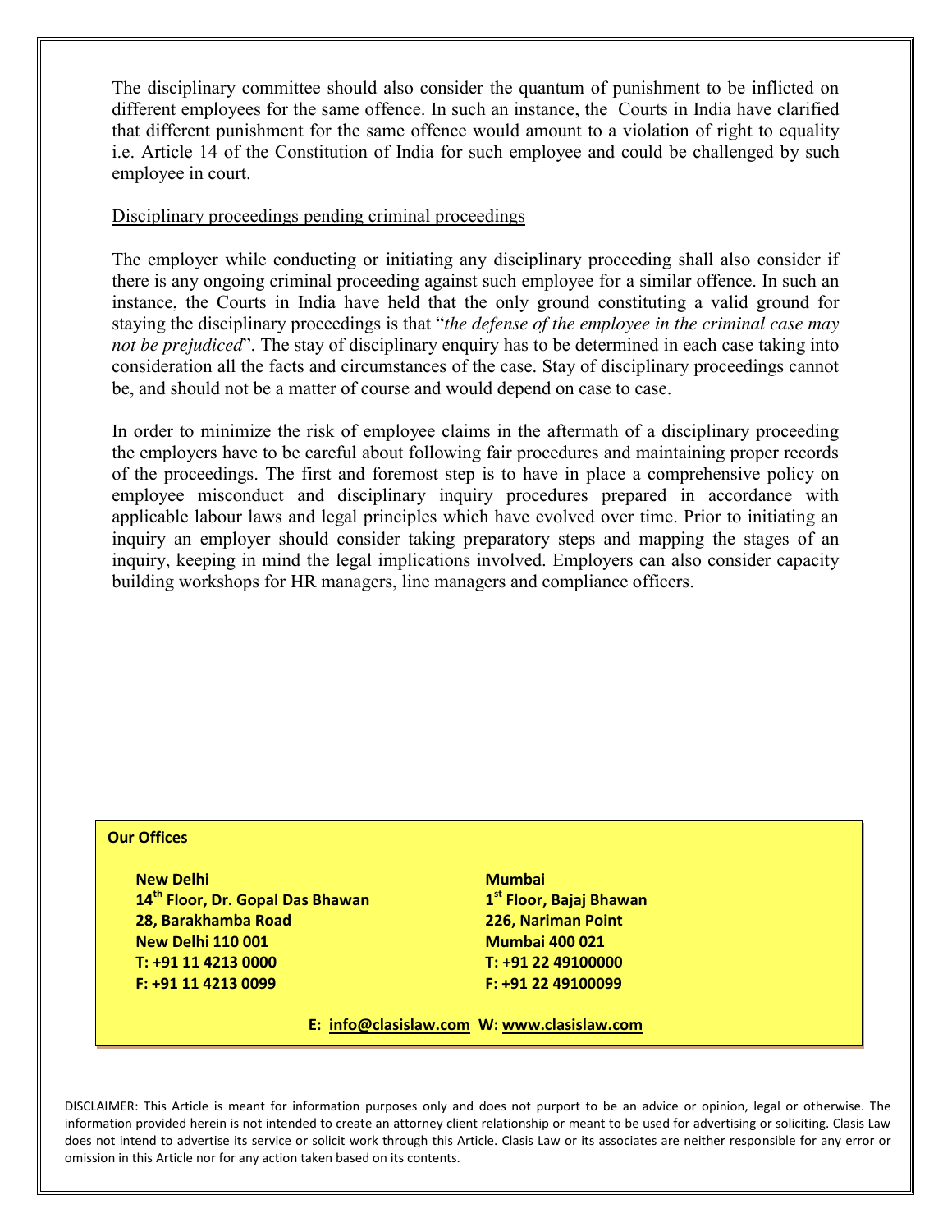The disciplinary committee should also consider the quantum of punishment to be inflicted on different employees for the same offence. In such an instance, the Courts in India have clarified that different punishment for the same offence would amount to a violation of right to equality i.e. Article 14 of the Constitution of India for such employee and could be challenged by such employee in court.

Disciplinary proceedings pending criminal proceedings

The employer while conducting or initiating any disciplinary proceeding shall also consider if there is any ongoing criminal proceeding against such employee for a similar offence. In such an instance, the Courts in India have held that the only ground constituting a valid ground for staying the disciplinary proceedings is that "*the defense of the employee in the criminal case may not be prejudiced*". The stay of disciplinary enquiry has to be determined in each case taking into consideration all the facts and circumstances of the case. Stay of disciplinary proceedings cannot be, and should not be a matter of course and would depend on case to case.

In order to minimize the risk of employee claims in the aftermath of a disciplinary proceeding the employers have to be careful about following fair procedures and maintaining proper records of the proceedings. The first and foremost step is to have in place a comprehensive policy on employee misconduct and disciplinary inquiry procedures prepared in accordance with applicable labour laws and legal principles which have evolved over time. Prior to initiating an inquiry an employer should consider taking preparatory steps and mapping the stages of an inquiry, keeping in mind the legal implications involved. Employers can also consider capacity building workshops for HR managers, line managers and compliance officers.

**Our Offices**

**New Delhi**
**14th Floor, Dr. Gopal Das Bhawan**
**28, Barakhamba Road**
**New Delhi 110 001**
**T: +91 11 4213 0000**
**F: +91 11 4213 0099**

**Mumbai**
**1st Floor, Bajaj Bhawan**
**226, Nariman Point**
**Mumbai 400 021**
**T: +91 22 49100000**
**F: +91 22 49100099**

**E: info@clasislaw.com W: www.clasislaw.com**

DISCLAIMER: This Article is meant for information purposes only and does not purport to be an advice or opinion, legal or otherwise. The information provided herein is not intended to create an attorney client relationship or meant to be used for advertising or soliciting. Clasis Law does not intend to advertise its service or solicit work through this Article. Clasis Law or its associates are neither responsible for any error or omission in this Article nor for any action taken based on its contents.